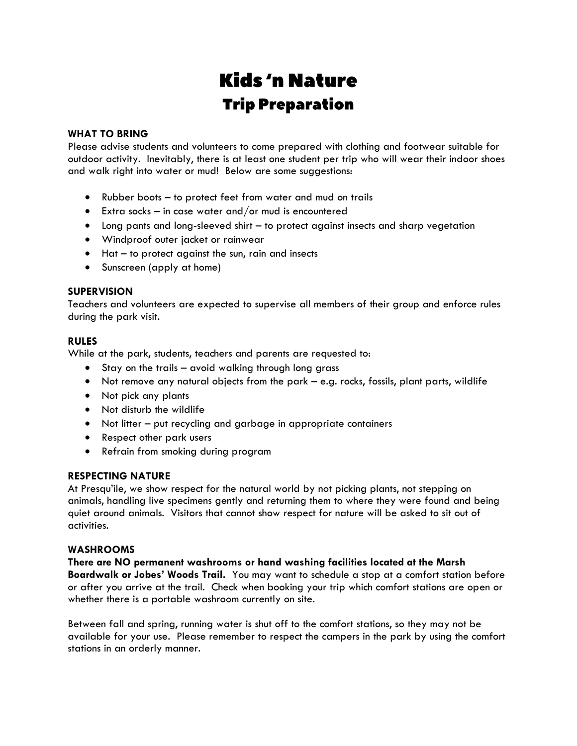# Kids 'n Nature
## Trip Preparation

### WHAT TO BRING

Please advise students and volunteers to come prepared with clothing and footwear suitable for outdoor activity. Inevitably, there is at least one student per trip who will wear their indoor shoes and walk right into water or mud! Below are some suggestions:

- Rubber boots – to protect feet from water and mud on trails
- Extra socks – in case water and/or mud is encountered
- Long pants and long-sleeved shirt – to protect against insects and sharp vegetation
- Windproof outer jacket or rainwear
- Hat – to protect against the sun, rain and insects
- Sunscreen (apply at home)

### SUPERVISION

Teachers and volunteers are expected to supervise all members of their group and enforce rules during the park visit.

### RULES

While at the park, students, teachers and parents are requested to:

- Stay on the trails – avoid walking through long grass
- Not remove any natural objects from the park – e.g. rocks, fossils, plant parts, wildlife
- Not pick any plants
- Not disturb the wildlife
- Not litter – put recycling and garbage in appropriate containers
- Respect other park users
- Refrain from smoking during program

### RESPECTING NATURE

At Presqu'ile, we show respect for the natural world by not picking plants, not stepping on animals, handling live specimens gently and returning them to where they were found and being quiet around animals. Visitors that cannot show respect for nature will be asked to sit out of activities.

### WASHROOMS

**There are NO permanent washrooms or hand washing facilities located at the Marsh Boardwalk or Jobes' Woods Trail.** You may want to schedule a stop at a comfort station before or after you arrive at the trail. Check when booking your trip which comfort stations are open or whether there is a portable washroom currently on site.

Between fall and spring, running water is shut off to the comfort stations, so they may not be available for your use. Please remember to respect the campers in the park by using the comfort stations in an orderly manner.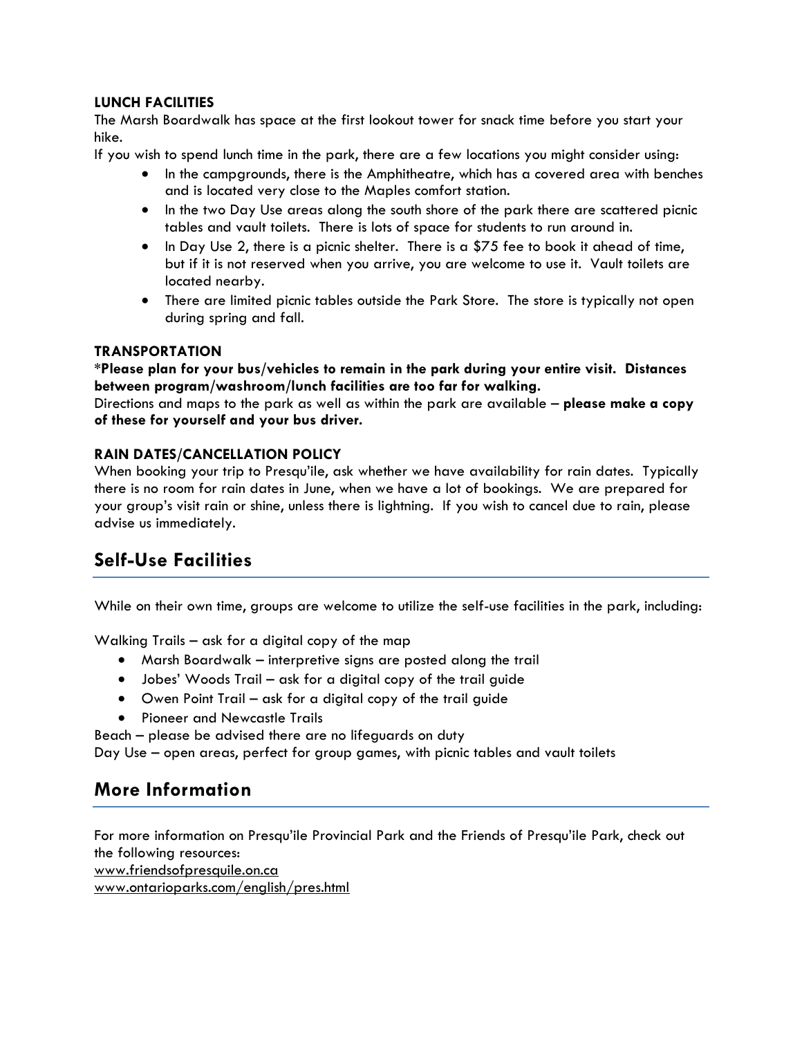**LUNCH FACILITIES**

The Marsh Boardwalk has space at the first lookout tower for snack time before you start your hike.

If you wish to spend lunch time in the park, there are a few locations you might consider using:

- In the campgrounds, there is the Amphitheatre, which has a covered area with benches and is located very close to the Maples comfort station.
- In the two Day Use areas along the south shore of the park there are scattered picnic tables and vault toilets. There is lots of space for students to run around in.
- In Day Use 2, there is a picnic shelter. There is a $75 fee to book it ahead of time, but if it is not reserved when you arrive, you are welcome to use it. Vault toilets are located nearby.
- There are limited picnic tables outside the Park Store. The store is typically not open during spring and fall.

**TRANSPORTATION**

***Please plan for your bus/vehicles to remain in the park during your entire visit. Distances between program/washroom/lunch facilities are too far for walking.**

Directions and maps to the park as well as within the park are available – **please make a copy of these for yourself and your bus driver.**

**RAIN DATES/CANCELLATION POLICY**

When booking your trip to Presqu'ile, ask whether we have availability for rain dates. Typically there is no room for rain dates in June, when we have a lot of bookings. We are prepared for your group's visit rain or shine, unless there is lightning. If you wish to cancel due to rain, please advise us immediately.

## Self-Use Facilities

While on their own time, groups are welcome to utilize the self-use facilities in the park, including:

Walking Trails – ask for a digital copy of the map

- Marsh Boardwalk – interpretive signs are posted along the trail
- Jobes' Woods Trail – ask for a digital copy of the trail guide
- Owen Point Trail – ask for a digital copy of the trail guide
- Pioneer and Newcastle Trails

Beach – please be advised there are no lifeguards on duty

Day Use – open areas, perfect for group games, with picnic tables and vault toilets

## More Information

For more information on Presqu'ile Provincial Park and the Friends of Presqu'ile Park, check out the following resources:

www.friendsofpresquile.on.ca

www.ontarioparks.com/english/pres.html